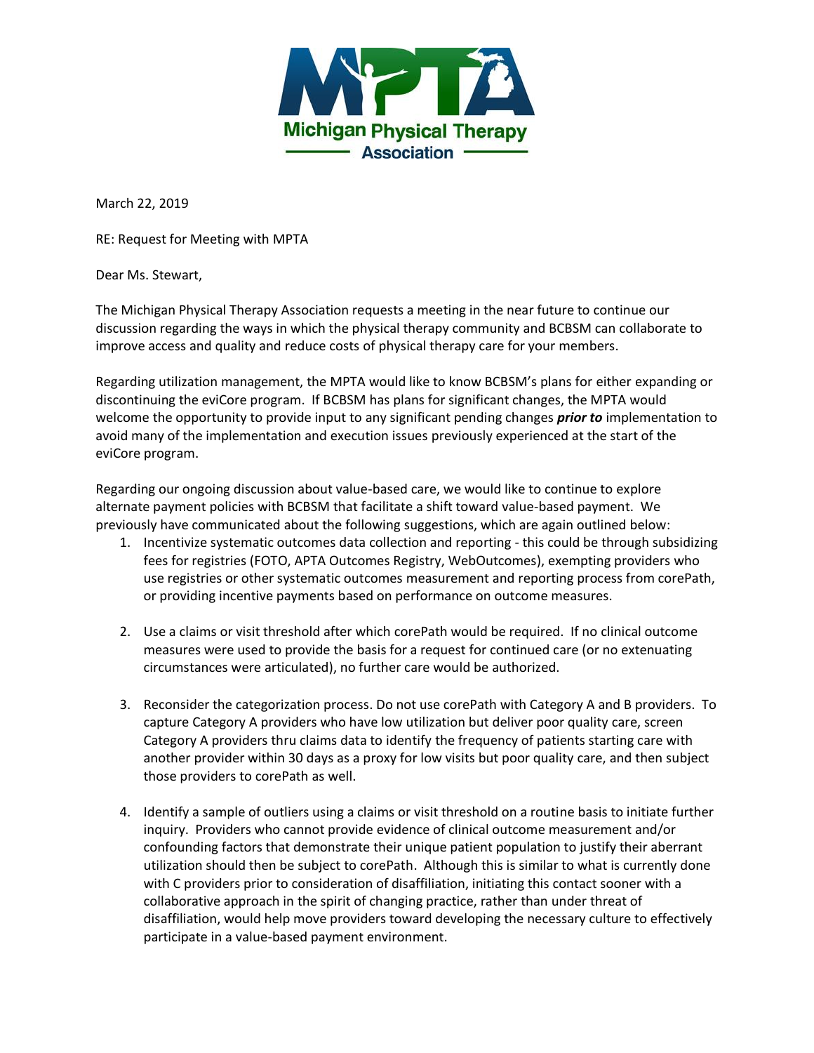Michigan Physical Therapy Association

March 22, 2019

RE: Request for Meeting with MPTA

Dear Ms. Stewart,

The Michigan Physical Therapy Association requests a meeting in the near future to continue our discussion regarding the ways in which the physical therapy community and BCBSM can collaborate to improve access and quality and reduce costs of physical therapy care for your members.

Regarding utilization management, the MPTA would like to know BCBSM's plans for either expanding or discontinuing the eviCore program. If BCBSM has plans for significant changes, the MPTA would welcome the opportunity to provide input to any significant pending changes ***prior to*** implementation to avoid many of the implementation and execution issues previously experienced at the start of the eviCore program.

Regarding our ongoing discussion about value-based care, we would like to continue to explore alternate payment policies with BCBSM that facilitate a shift toward value-based payment. We previously have communicated about the following suggestions, which are again outlined below:

1. Incentivize systematic outcomes data collection and reporting - this could be through subsidizing fees for registries (FOTO, APTA Outcomes Registry, WebOutcomes), exempting providers who use registries or other systematic outcomes measurement and reporting process from corePath, or providing incentive payments based on performance on outcome measures.

2. Use a claims or visit threshold after which corePath would be required. If no clinical outcome measures were used to provide the basis for a request for continued care (or no extenuating circumstances were articulated), no further care would be authorized.

3. Reconsider the categorization process. Do not use corePath with Category A and B providers. To capture Category A providers who have low utilization but deliver poor quality care, screen Category A providers thru claims data to identify the frequency of patients starting care with another provider within 30 days as a proxy for low visits but poor quality care, and then subject those providers to corePath as well.

4. Identify a sample of outliers using a claims or visit threshold on a routine basis to initiate further inquiry. Providers who cannot provide evidence of clinical outcome measurement and/or confounding factors that demonstrate their unique patient population to justify their aberrant utilization should then be subject to corePath. Although this is similar to what is currently done with C providers prior to consideration of disaffiliation, initiating this contact sooner with a collaborative approach in the spirit of changing practice, rather than under threat of disaffiliation, would help move providers toward developing the necessary culture to effectively participate in a value-based payment environment.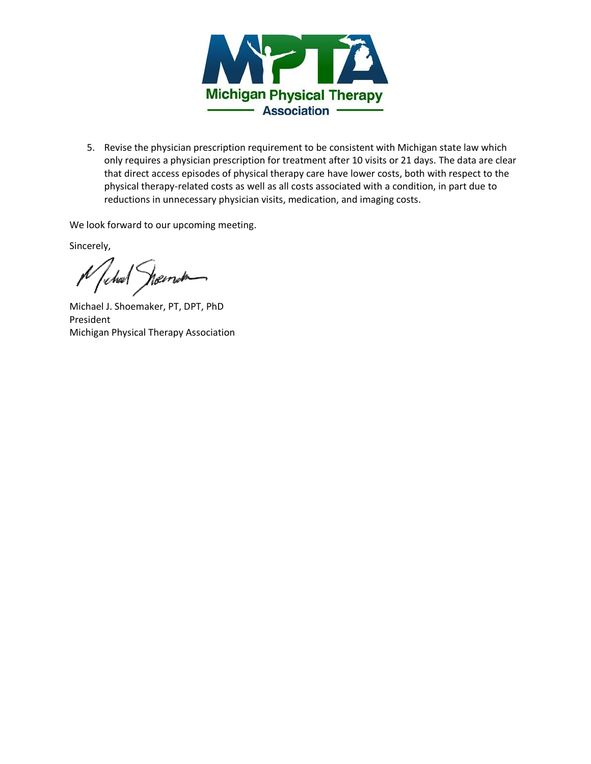5. Revise the physician prescription requirement to be consistent with Michigan state law which only requires a physician prescription for treatment after 10 visits or 21 days. The data are clear that direct access episodes of physical therapy care have lower costs, both with respect to the physical therapy-related costs as well as all costs associated with a condition, in part due to reductions in unnecessary physician visits, medication, and imaging costs.

We look forward to our upcoming meeting.

Sincerely,

Michael J. Shoemaker, PT, DPT, PhD
President
Michigan Physical Therapy Association